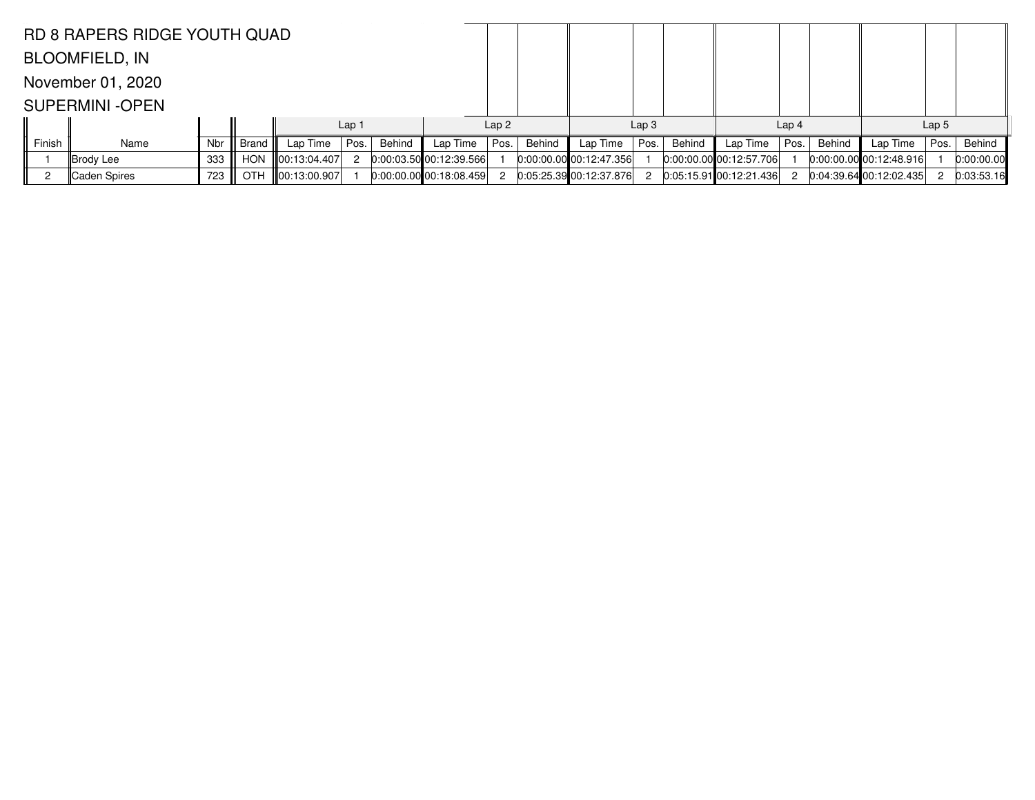RD 8 RAPERS RIDGE YOUTH QUAD

BLOOMFIELD, IN

November 01, 2020

SUPERMINI -OPEN

| Finish | Name | Nbr | Brand | Lap 1 | | | Lap 2 | | | Lap 3 | | | Lap 4 | | | Lap 5 | | |
|---|---|---|---|---|---|---|---|---|---|---|---|---|---|---|---|---|---|---|
| | | | | Lap Time | Pos. | Behind | Lap Time | Pos. | Behind | Lap Time | Pos. | Behind | Lap Time | Pos. | Behind | Lap Time | Pos. | Behind |
| 1 | Brody Lee | 333 | HON | 00:13:04.407 | 2 | 0:00:03.50 | 00:12:39.566 | 1 | 0:00:00.00 | 00:12:47.356 | 1 | 0:00:00.00 | 00:12:57.706 | 1 | 0:00:00.00 | 00:12:48.916 | 1 | 0:00:00.00 |
| 2 | Caden Spires | 723 | OTH | 00:13:00.907 | 1 | 0:00:00.00 | 00:18:08.459 | 2 | 0:05:25.39 | 00:12:37.876 | 2 | 0:05:15.91 | 00:12:21.436 | 2 | 0:04:39.64 | 00:12:02.435 | 2 | 0:03:53.16 |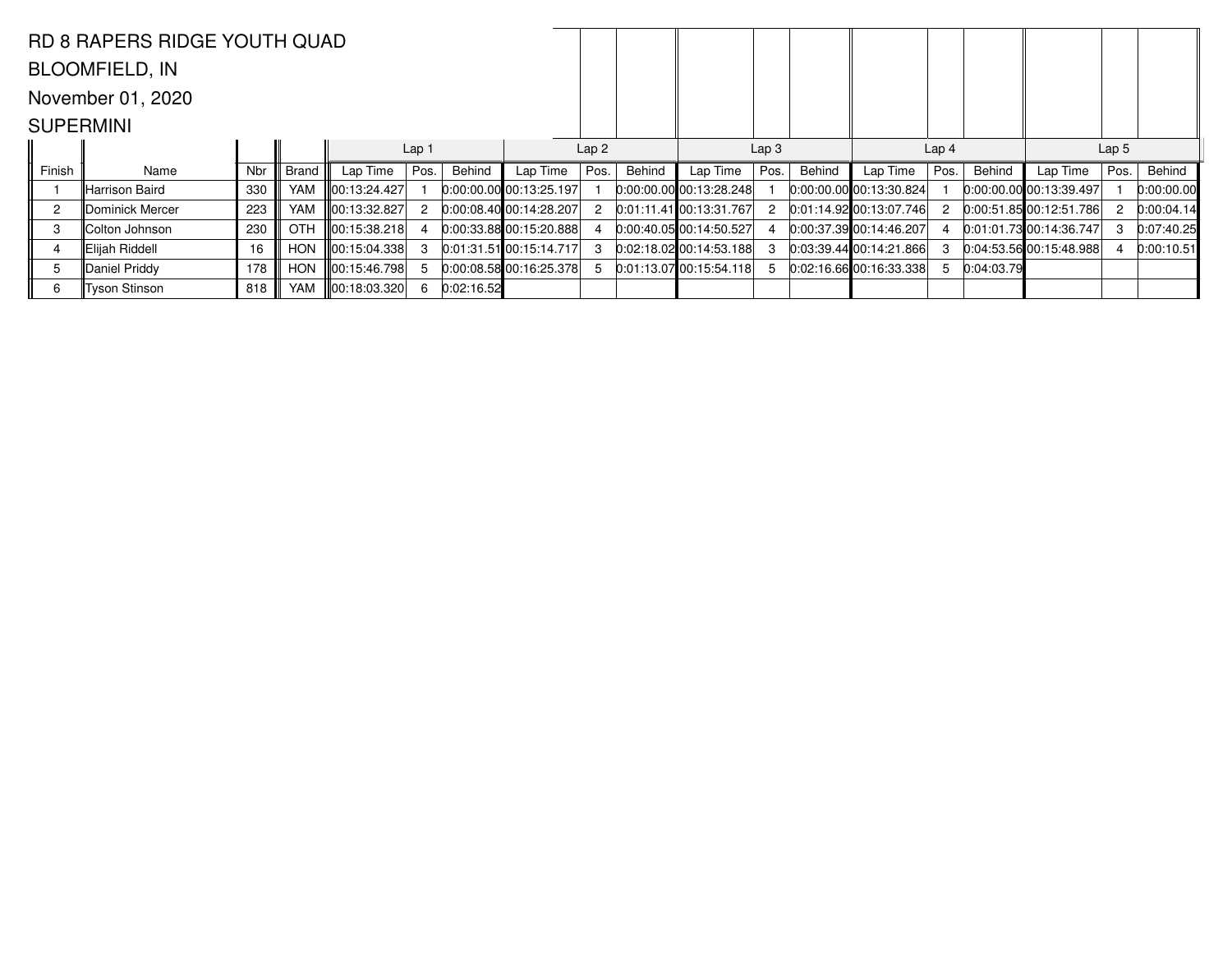RD 8 RAPERS RIDGE YOUTH QUAD

BLOOMFIELD, IN

November 01, 2020

SUPERMINI

| | | | | Lap 1 | | | Lap 2 | | | Lap 3 | | | Lap 4 | | | Lap 5 | | |
|---|---|---|---|---|---|---|---|---|---|---|---|---|---|---|---|---|---|---|
| Finish | Name | Nbr | Brand | Lap Time | Pos. | Behind | Lap Time | Pos. | Behind | Lap Time | Pos. | Behind | Lap Time | Pos. | Behind | Lap Time | Pos. | Behind |
| 1 | Harrison Baird | 330 | YAM | 00:13:24.427 | 1 | 0:00:00.00 | 00:13:25.197 | 1 | 0:00:00.00 | 00:13:28.248 | 1 | 0:00:00.00 | 00:13:30.824 | 1 | 0:00:00.00 | 00:13:39.497 | 1 | 0:00:00.00 |
| 2 | Dominick Mercer | 223 | YAM | 00:13:32.827 | 2 | 0:00:08.40 | 00:14:28.207 | 2 | 0:01:11.41 | 00:13:31.767 | 2 | 0:01:14.92 | 00:13:07.746 | 2 | 0:00:51.85 | 00:12:51.786 | 2 | 0:00:04.14 |
| 3 | Colton Johnson | 230 | OTH | 00:15:38.218 | 4 | 0:00:33.88 | 00:15:20.888 | 4 | 0:00:40.05 | 00:14:50.527 | 4 | 0:00:37.39 | 00:14:46.207 | 4 | 0:01:01.73 | 00:14:36.747 | 3 | 0:07:40.25 |
| 4 | Elijah Riddell | 16 | HON | 00:15:04.338 | 3 | 0:01:31.51 | 00:15:14.717 | 3 | 0:02:18.02 | 00:14:53.188 | 3 | 0:03:39.44 | 00:14:21.866 | 3 | 0:04:53.56 | 00:15:48.988 | 4 | 0:00:10.51 |
| 5 | Daniel Priddy | 178 | HON | 00:15:46.798 | 5 | 0:00:08.58 | 00:16:25.378 | 5 | 0:01:13.07 | 00:15:54.118 | 5 | 0:02:16.66 | 00:16:33.338 | 5 | 0:04:03.79 | | | |
| 6 | Tyson Stinson | 818 | YAM | 00:18:03.320 | 6 | 0:02:16.52 | | | | | | | | | | | | |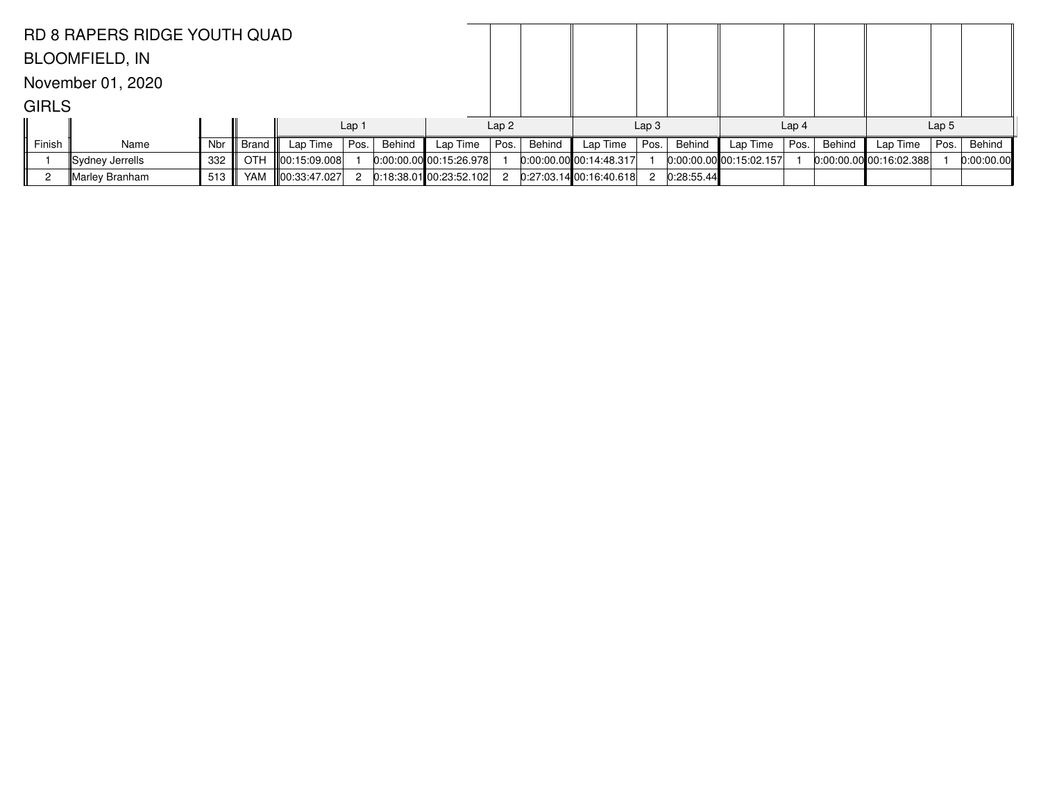RD 8 RAPERS RIDGE YOUTH QUAD

BLOOMFIELD, IN

November 01, 2020

GIRLS

| | | | | Lap 1 | | | Lap 2 | | | Lap 3 | | | Lap 4 | | | Lap 5 | | |
|---|---|---|---|---|---|---|---|---|---|---|---|---|---|---|---|---|---|---|
| Finish | Name | Nbr | Brand | Lap Time | Pos. | Behind | Lap Time | Pos. | Behind | Lap Time | Pos. | Behind | Lap Time | Pos. | Behind | Lap Time | Pos. | Behind |
| 1 | Sydney Jerrells | 332 | OTH | 00:15:09.008 | 1 | 0:00:00.00 | 00:15:26.978 | 1 | 0:00:00.00 | 00:14:48.317 | 1 | 0:00:00.00 | 00:15:02.157 | 1 | 0:00:00.00 | 00:16:02.388 | 1 | 0:00:00.00 |
| 2 | Marley Branham | 513 | YAM | 00:33:47.027 | 2 | 0:18:38.01 | 00:23:52.102 | 2 | 0:27:03.14 | 00:16:40.618 | 2 | 0:28:55.44 | | | | | | |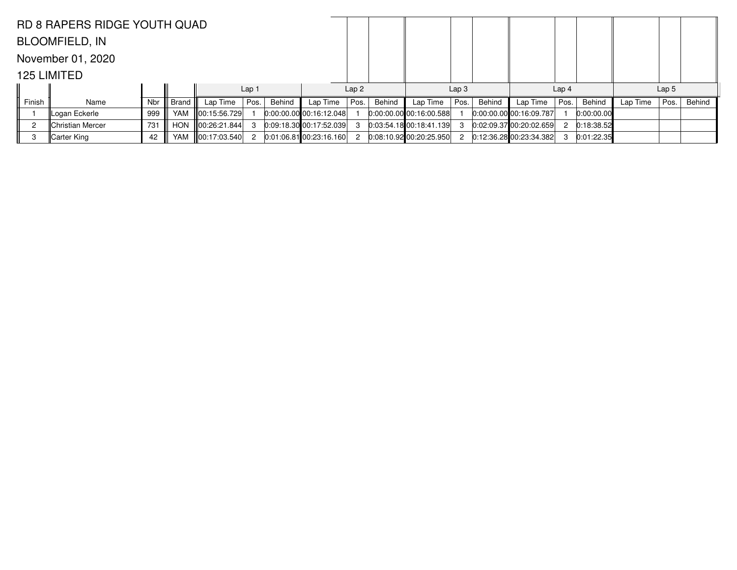RD 8 RAPERS RIDGE YOUTH QUAD

BLOOMFIELD, IN

November 01, 2020

125 LIMITED

| | | | | Lap 1 | | | Lap 2 | | | Lap 3 | | | Lap 4 | | | Lap 5 | | |
|---|---|---|---|---|---|---|---|---|---|---|---|---|---|---|---|---|---|---|
| Finish | Name | Nbr | Brand | Lap Time | Pos. | Behind | Lap Time | Pos. | Behind | Lap Time | Pos. | Behind | Lap Time | Pos. | Behind | Lap Time | Pos. | Behind |
| 1 | Logan Eckerle | 999 | YAM | 00:15:56.729 | 1 | 0:00:00.00 | 00:16:12.048 | 1 | 0:00:00.00 | 00:16:00.588 | 1 | 0:00:00.00 | 00:16:09.787 | 1 | 0:00:00.00 | | | |
| 2 | Christian Mercer | 731 | HON | 00:26:21.844 | 3 | 0:09:18.30 | 00:17:52.039 | 3 | 0:03:54.18 | 00:18:41.139 | 3 | 0:02:09.37 | 00:20:02.659 | 2 | 0:18:38.52 | | | |
| 3 | Carter King | 42 | YAM | 00:17:03.540 | 2 | 0:01:06.81 | 00:23:16.160 | 2 | 0:08:10.92 | 00:20:25.950 | 2 | 0:12:36.28 | 00:23:34.382 | 3 | 0:01:22.35 | | | |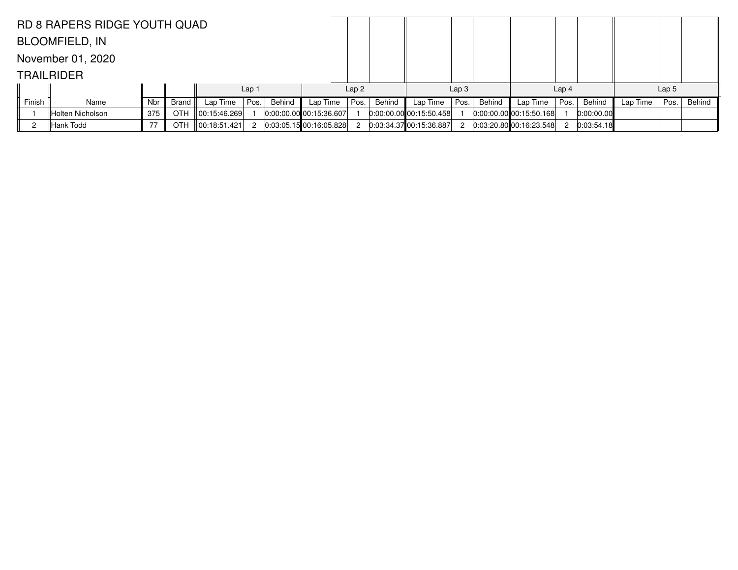RD 8 RAPERS RIDGE YOUTH QUAD

BLOOMFIELD, IN

November 01, 2020

TRAILRIDER

| | | | | Lap 1 | | | Lap 2 | | | Lap 3 | | | Lap 4 | | | Lap 5 | | |
|---|---|---|---|---|---|---|---|---|---|---|---|---|---|---|---|---|---|---|
| Finish | Name | Nbr | Brand | Lap Time | Pos. | Behind | Lap Time | Pos. | Behind | Lap Time | Pos. | Behind | Lap Time | Pos. | Behind | Lap Time | Pos. | Behind |
| 1 | Holten Nicholson | 375 | OTH | 00:15:46.269 | 1 | 0:00:00.00 | 00:15:36.607 | 1 | 0:00:00.00 | 00:15:50.458 | 1 | 0:00:00.00 | 00:15:50.168 | 1 | 0:00:00.00 | | | |
| 2 | Hank Todd | 77 | OTH | 00:18:51.421 | 2 | 0:03:05.15 | 00:16:05.828 | 2 | 0:03:34.37 | 00:15:36.887 | 2 | 0:03:20.80 | 00:16:23.548 | 2 | 0:03:54.18 | | | |